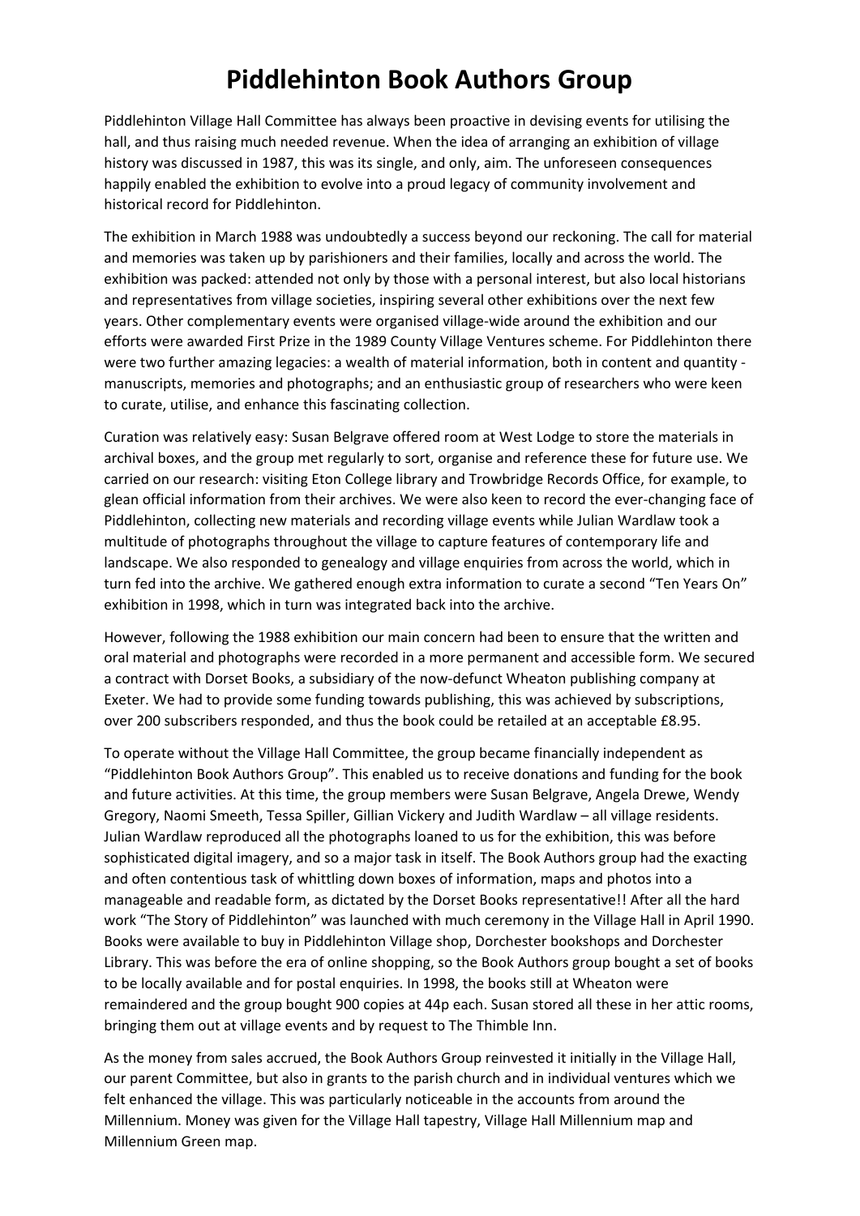# Piddlehinton Book Authors Group

Piddlehinton Village Hall Committee has always been proactive in devising events for utilising the hall, and thus raising much needed revenue. When the idea of arranging an exhibition of village history was discussed in 1987, this was its single, and only, aim. The unforeseen consequences happily enabled the exhibition to evolve into a proud legacy of community involvement and historical record for Piddlehinton.

The exhibition in March 1988 was undoubtedly a success beyond our reckoning. The call for material and memories was taken up by parishioners and their families, locally and across the world. The exhibition was packed: attended not only by those with a personal interest, but also local historians and representatives from village societies, inspiring several other exhibitions over the next few years. Other complementary events were organised village-wide around the exhibition and our efforts were awarded First Prize in the 1989 County Village Ventures scheme. For Piddlehinton there were two further amazing legacies: a wealth of material information, both in content and quantity - manuscripts, memories and photographs; and an enthusiastic group of researchers who were keen to curate, utilise, and enhance this fascinating collection.

Curation was relatively easy: Susan Belgrave offered room at West Lodge to store the materials in archival boxes, and the group met regularly to sort, organise and reference these for future use. We carried on our research: visiting Eton College library and Trowbridge Records Office, for example, to glean official information from their archives. We were also keen to record the ever-changing face of Piddlehinton, collecting new materials and recording village events while Julian Wardlaw took a multitude of photographs throughout the village to capture features of contemporary life and landscape. We also responded to genealogy and village enquiries from across the world, which in turn fed into the archive. We gathered enough extra information to curate a second "Ten Years On" exhibition in 1998, which in turn was integrated back into the archive.

However, following the 1988 exhibition our main concern had been to ensure that the written and oral material and photographs were recorded in a more permanent and accessible form. We secured a contract with Dorset Books, a subsidiary of the now-defunct Wheaton publishing company at Exeter. We had to provide some funding towards publishing, this was achieved by subscriptions, over 200 subscribers responded, and thus the book could be retailed at an acceptable £8.95.

To operate without the Village Hall Committee, the group became financially independent as "Piddlehinton Book Authors Group". This enabled us to receive donations and funding for the book and future activities. At this time, the group members were Susan Belgrave, Angela Drewe, Wendy Gregory, Naomi Smeeth, Tessa Spiller, Gillian Vickery and Judith Wardlaw – all village residents. Julian Wardlaw reproduced all the photographs loaned to us for the exhibition, this was before sophisticated digital imagery, and so a major task in itself. The Book Authors group had the exacting and often contentious task of whittling down boxes of information, maps and photos into a manageable and readable form, as dictated by the Dorset Books representative!! After all the hard work "The Story of Piddlehinton" was launched with much ceremony in the Village Hall in April 1990. Books were available to buy in Piddlehinton Village shop, Dorchester bookshops and Dorchester Library. This was before the era of online shopping, so the Book Authors group bought a set of books to be locally available and for postal enquiries. In 1998, the books still at Wheaton were remaindered and the group bought 900 copies at 44p each. Susan stored all these in her attic rooms, bringing them out at village events and by request to The Thimble Inn.

As the money from sales accrued, the Book Authors Group reinvested it initially in the Village Hall, our parent Committee, but also in grants to the parish church and in individual ventures which we felt enhanced the village. This was particularly noticeable in the accounts from around the Millennium. Money was given for the Village Hall tapestry, Village Hall Millennium map and Millennium Green map.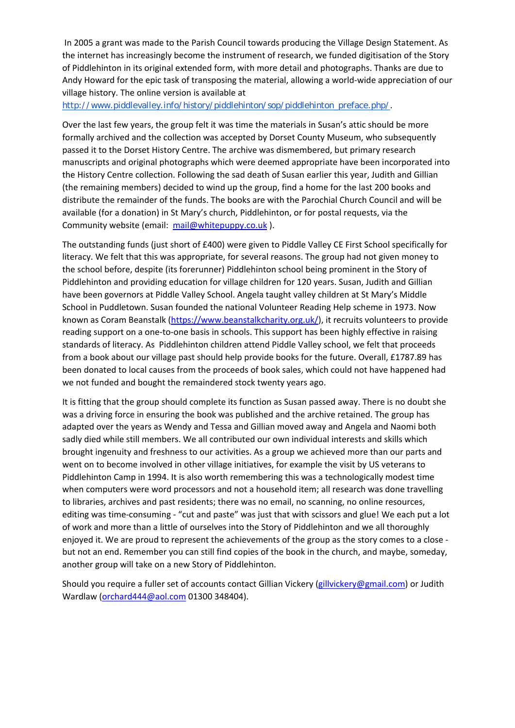In 2005 a grant was made to the Parish Council towards producing the Village Design Statement. As the internet has increasingly become the instrument of research, we funded digitisation of the Story of Piddlehinton in its original extended form, with more detail and photographs. Thanks are due to Andy Howard for the epic task of transposing the material, allowing a world-wide appreciation of our village history. The online version is available at http://www.piddlevalley.info/history/piddlehinton/sop/piddlehinton_preface.php/.

Over the last few years, the group felt it was time the materials in Susan's attic should be more formally archived and the collection was accepted by Dorset County Museum, who subsequently passed it to the Dorset History Centre. The archive was dismembered, but primary research manuscripts and original photographs which were deemed appropriate have been incorporated into the History Centre collection. Following the sad death of Susan earlier this year, Judith and Gillian (the remaining members) decided to wind up the group, find a home for the last 200 books and distribute the remainder of the funds. The books are with the Parochial Church Council and will be available (for a donation) in St Mary's church, Piddlehinton, or for postal requests, via the Community website (email: mail@whitepuppy.co.uk ).

The outstanding funds (just short of £400) were given to Piddle Valley CE First School specifically for literacy. We felt that this was appropriate, for several reasons. The group had not given money to the school before, despite (its forerunner) Piddlehinton school being prominent in the Story of Piddlehinton and providing education for village children for 120 years. Susan, Judith and Gillian have been governors at Piddle Valley School. Angela taught valley children at St Mary's Middle School in Puddletown. Susan founded the national Volunteer Reading Help scheme in 1973. Now known as Coram Beanstalk (https://www.beanstalkcharity.org.uk/), it recruits volunteers to provide reading support on a one-to-one basis in schools. This support has been highly effective in raising standards of literacy. As Piddlehinton children attend Piddle Valley school, we felt that proceeds from a book about our village past should help provide books for the future. Overall, £1787.89 has been donated to local causes from the proceeds of book sales, which could not have happened had we not funded and bought the remaindered stock twenty years ago.

It is fitting that the group should complete its function as Susan passed away. There is no doubt she was a driving force in ensuring the book was published and the archive retained. The group has adapted over the years as Wendy and Tessa and Gillian moved away and Angela and Naomi both sadly died while still members. We all contributed our own individual interests and skills which brought ingenuity and freshness to our activities. As a group we achieved more than our parts and went on to become involved in other village initiatives, for example the visit by US veterans to Piddlehinton Camp in 1994. It is also worth remembering this was a technologically modest time when computers were word processors and not a household item; all research was done travelling to libraries, archives and past residents; there was no email, no scanning, no online resources, editing was time-consuming - "cut and paste" was just that with scissors and glue! We each put a lot of work and more than a little of ourselves into the Story of Piddlehinton and we all thoroughly enjoyed it. We are proud to represent the achievements of the group as the story comes to a close - but not an end. Remember you can still find copies of the book in the church, and maybe, someday, another group will take on a new Story of Piddlehinton.

Should you require a fuller set of accounts contact Gillian Vickery (gillvickery@gmail.com) or Judith Wardlaw (orchard444@aol.com 01300 348404).